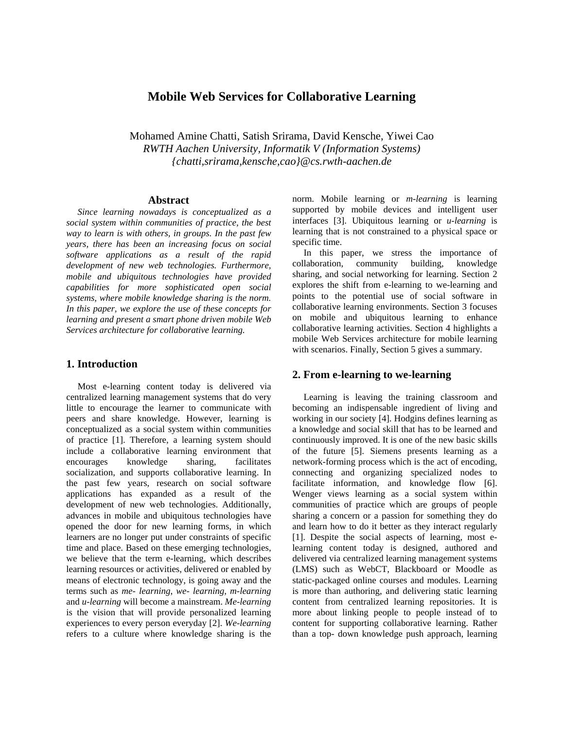# Mobile Web Services for Collaborative Learning

Mohamed Amine Chatti, Satish Srirama, David Kensche, Yiwei Cao
*RWTH Aachen University, Informatik V (Information Systems)*
*{chatti,srirama,kensche,cao}@cs.rwth-aachen.de*

## Abstract

*Since learning nowadays is conceptualized as a social system within communities of practice, the best way to learn is with others, in groups. In the past few years, there has been an increasing focus on social software applications as a result of the rapid development of new web technologies. Furthermore, mobile and ubiquitous technologies have provided capabilities for more sophisticated open social systems, where mobile knowledge sharing is the norm. In this paper, we explore the use of these concepts for learning and present a smart phone driven mobile Web Services architecture for collaborative learning.*

## 1. Introduction

Most e-learning content today is delivered via centralized learning management systems that do very little to encourage the learner to communicate with peers and share knowledge. However, learning is conceptualized as a social system within communities of practice [1]. Therefore, a learning system should include a collaborative learning environment that encourages knowledge sharing, facilitates socialization, and supports collaborative learning. In the past few years, research on social software applications has expanded as a result of the development of new web technologies. Additionally, advances in mobile and ubiquitous technologies have opened the door for new learning forms, in which learners are no longer put under constraints of specific time and place. Based on these emerging technologies, we believe that the term e-learning, which describes learning resources or activities, delivered or enabled by means of electronic technology, is going away and the terms such as *me- learning*, *we- learning*, *m-learning* and *u-learning* will become a mainstream. *Me-learning* is the vision that will provide personalized learning experiences to every person everyday [2]. *We-learning* refers to a culture where knowledge sharing is the norm. Mobile learning or *m-learning* is learning supported by mobile devices and intelligent user interfaces [3]. Ubiquitous learning or *u-learning* is learning that is not constrained to a physical space or specific time.

In this paper, we stress the importance of collaboration, community building, knowledge sharing, and social networking for learning. Section 2 explores the shift from e-learning to we-learning and points to the potential use of social software in collaborative learning environments. Section 3 focuses on mobile and ubiquitous learning to enhance collaborative learning activities. Section 4 highlights a mobile Web Services architecture for mobile learning with scenarios. Finally, Section 5 gives a summary.

## 2. From e-learning to we-learning

Learning is leaving the training classroom and becoming an indispensable ingredient of living and working in our society [4]. Hodgins defines learning as a knowledge and social skill that has to be learned and continuously improved. It is one of the new basic skills of the future [5]. Siemens presents learning as a network-forming process which is the act of encoding, connecting and organizing specialized nodes to facilitate information, and knowledge flow [6]. Wenger views learning as a social system within communities of practice which are groups of people sharing a concern or a passion for something they do and learn how to do it better as they interact regularly [1]. Despite the social aspects of learning, most e-learning content today is designed, authored and delivered via centralized learning management systems (LMS) such as WebCT, Blackboard or Moodle as static-packaged online courses and modules. Learning is more than authoring, and delivering static learning content from centralized learning repositories. It is more about linking people to people instead of to content for supporting collaborative learning. Rather than a top- down knowledge push approach, learning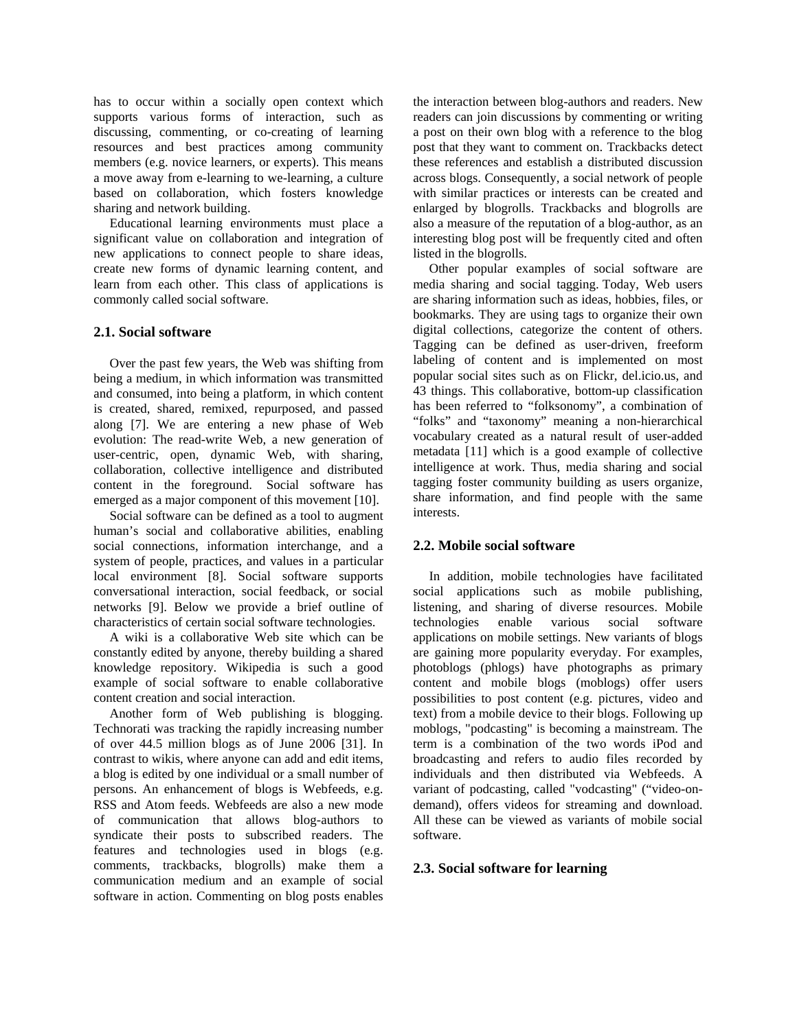has to occur within a socially open context which supports various forms of interaction, such as discussing, commenting, or co-creating of learning resources and best practices among community members (e.g. novice learners, or experts). This means a move away from e-learning to we-learning, a culture based on collaboration, which fosters knowledge sharing and network building.

Educational learning environments must place a significant value on collaboration and integration of new applications to connect people to share ideas, create new forms of dynamic learning content, and learn from each other. This class of applications is commonly called social software.

### 2.1. Social software

Over the past few years, the Web was shifting from being a medium, in which information was transmitted and consumed, into being a platform, in which content is created, shared, remixed, repurposed, and passed along [7]. We are entering a new phase of Web evolution: The read-write Web, a new generation of user-centric, open, dynamic Web, with sharing, collaboration, collective intelligence and distributed content in the foreground. Social software has emerged as a major component of this movement [10].

Social software can be defined as a tool to augment human's social and collaborative abilities, enabling social connections, information interchange, and a system of people, practices, and values in a particular local environment [8]. Social software supports conversational interaction, social feedback, or social networks [9]. Below we provide a brief outline of characteristics of certain social software technologies.

A wiki is a collaborative Web site which can be constantly edited by anyone, thereby building a shared knowledge repository. Wikipedia is such a good example of social software to enable collaborative content creation and social interaction.

Another form of Web publishing is blogging. Technorati was tracking the rapidly increasing number of over 44.5 million blogs as of June 2006 [31]. In contrast to wikis, where anyone can add and edit items, a blog is edited by one individual or a small number of persons. An enhancement of blogs is Webfeeds, e.g. RSS and Atom feeds. Webfeeds are also a new mode of communication that allows blog-authors to syndicate their posts to subscribed readers. The features and technologies used in blogs (e.g. comments, trackbacks, blogrolls) make them a communication medium and an example of social software in action. Commenting on blog posts enables the interaction between blog-authors and readers. New readers can join discussions by commenting or writing a post on their own blog with a reference to the blog post that they want to comment on. Trackbacks detect these references and establish a distributed discussion across blogs. Consequently, a social network of people with similar practices or interests can be created and enlarged by blogrolls. Trackbacks and blogrolls are also a measure of the reputation of a blog-author, as an interesting blog post will be frequently cited and often listed in the blogrolls.

Other popular examples of social software are media sharing and social tagging. Today, Web users are sharing information such as ideas, hobbies, files, or bookmarks. They are using tags to organize their own digital collections, categorize the content of others. Tagging can be defined as user-driven, freeform labeling of content and is implemented on most popular social sites such as on Flickr, del.icio.us, and 43 things. This collaborative, bottom-up classification has been referred to "folksonomy", a combination of "folks" and "taxonomy" meaning a non-hierarchical vocabulary created as a natural result of user-added metadata [11] which is a good example of collective intelligence at work. Thus, media sharing and social tagging foster community building as users organize, share information, and find people with the same interests.

### 2.2. Mobile social software

In addition, mobile technologies have facilitated social applications such as mobile publishing, listening, and sharing of diverse resources. Mobile technologies enable various social software applications on mobile settings. New variants of blogs are gaining more popularity everyday. For examples, photoblogs (phlogs) have photographs as primary content and mobile blogs (moblogs) offer users possibilities to post content (e.g. pictures, video and text) from a mobile device to their blogs. Following up moblogs, "podcasting" is becoming a mainstream. The term is a combination of the two words iPod and broadcasting and refers to audio files recorded by individuals and then distributed via Webfeeds. A variant of podcasting, called "vodcasting" ("video-on-demand), offers videos for streaming and download. All these can be viewed as variants of mobile social software.

### 2.3. Social software for learning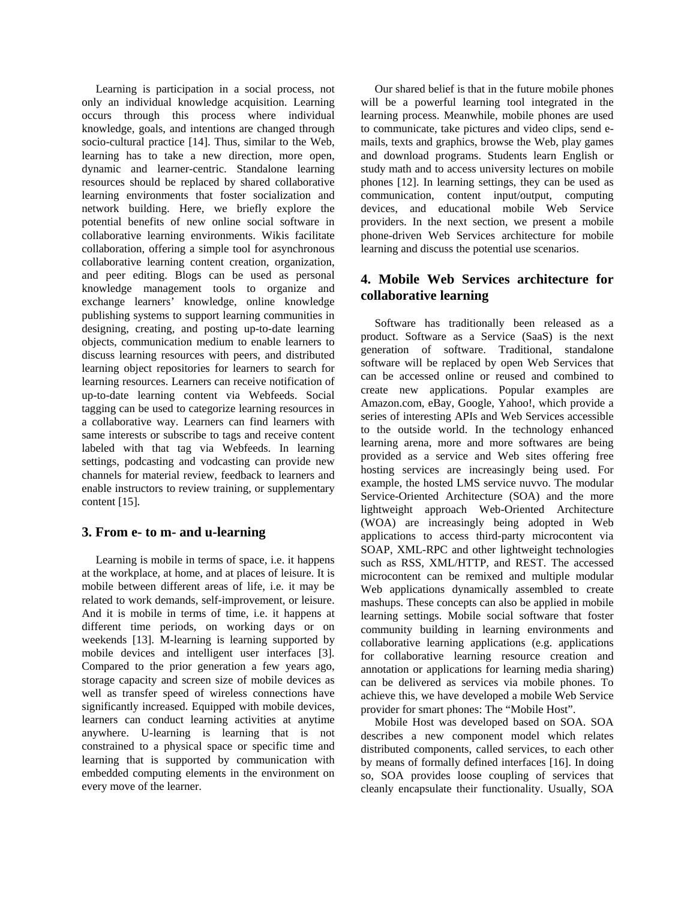Learning is participation in a social process, not only an individual knowledge acquisition. Learning occurs through this process where individual knowledge, goals, and intentions are changed through socio-cultural practice [14]. Thus, similar to the Web, learning has to take a new direction, more open, dynamic and learner-centric. Standalone learning resources should be replaced by shared collaborative learning environments that foster socialization and network building. Here, we briefly explore the potential benefits of new online social software in collaborative learning environments. Wikis facilitate collaboration, offering a simple tool for asynchronous collaborative learning content creation, organization, and peer editing. Blogs can be used as personal knowledge management tools to organize and exchange learners' knowledge, online knowledge publishing systems to support learning communities in designing, creating, and posting up-to-date learning objects, communication medium to enable learners to discuss learning resources with peers, and distributed learning object repositories for learners to search for learning resources. Learners can receive notification of up-to-date learning content via Webfeeds. Social tagging can be used to categorize learning resources in a collaborative way. Learners can find learners with same interests or subscribe to tags and receive content labeled with that tag via Webfeeds. In learning settings, podcasting and vodcasting can provide new channels for material review, feedback to learners and enable instructors to review training, or supplementary content [15].

## 3. From e- to m- and u-learning

Learning is mobile in terms of space, i.e. it happens at the workplace, at home, and at places of leisure. It is mobile between different areas of life, i.e. it may be related to work demands, self-improvement, or leisure. And it is mobile in terms of time, i.e. it happens at different time periods, on working days or on weekends [13]. M-learning is learning supported by mobile devices and intelligent user interfaces [3]. Compared to the prior generation a few years ago, storage capacity and screen size of mobile devices as well as transfer speed of wireless connections have significantly increased. Equipped with mobile devices, learners can conduct learning activities at anytime anywhere. U-learning is learning that is not constrained to a physical space or specific time and learning that is supported by communication with embedded computing elements in the environment on every move of the learner.

Our shared belief is that in the future mobile phones will be a powerful learning tool integrated in the learning process. Meanwhile, mobile phones are used to communicate, take pictures and video clips, send e-mails, texts and graphics, browse the Web, play games and download programs. Students learn English or study math and to access university lectures on mobile phones [12]. In learning settings, they can be used as communication, content input/output, computing devices, and educational mobile Web Service providers. In the next section, we present a mobile phone-driven Web Services architecture for mobile learning and discuss the potential use scenarios.

## 4. Mobile Web Services architecture for collaborative learning

Software has traditionally been released as a product. Software as a Service (SaaS) is the next generation of software. Traditional, standalone software will be replaced by open Web Services that can be accessed online or reused and combined to create new applications. Popular examples are Amazon.com, eBay, Google, Yahoo!, which provide a series of interesting APIs and Web Services accessible to the outside world. In the technology enhanced learning arena, more and more softwares are being provided as a service and Web sites offering free hosting services are increasingly being used. For example, the hosted LMS service nuvvo. The modular Service-Oriented Architecture (SOA) and the more lightweight approach Web-Oriented Architecture (WOA) are increasingly being adopted in Web applications to access third-party microcontent via SOAP, XML-RPC and other lightweight technologies such as RSS, XML/HTTP, and REST. The accessed microcontent can be remixed and multiple modular Web applications dynamically assembled to create mashups. These concepts can also be applied in mobile learning settings. Mobile social software that foster community building in learning environments and collaborative learning applications (e.g. applications for collaborative learning resource creation and annotation or applications for learning media sharing) can be delivered as services via mobile phones. To achieve this, we have developed a mobile Web Service provider for smart phones: The "Mobile Host".

Mobile Host was developed based on SOA. SOA describes a new component model which relates distributed components, called services, to each other by means of formally defined interfaces [16]. In doing so, SOA provides loose coupling of services that cleanly encapsulate their functionality. Usually, SOA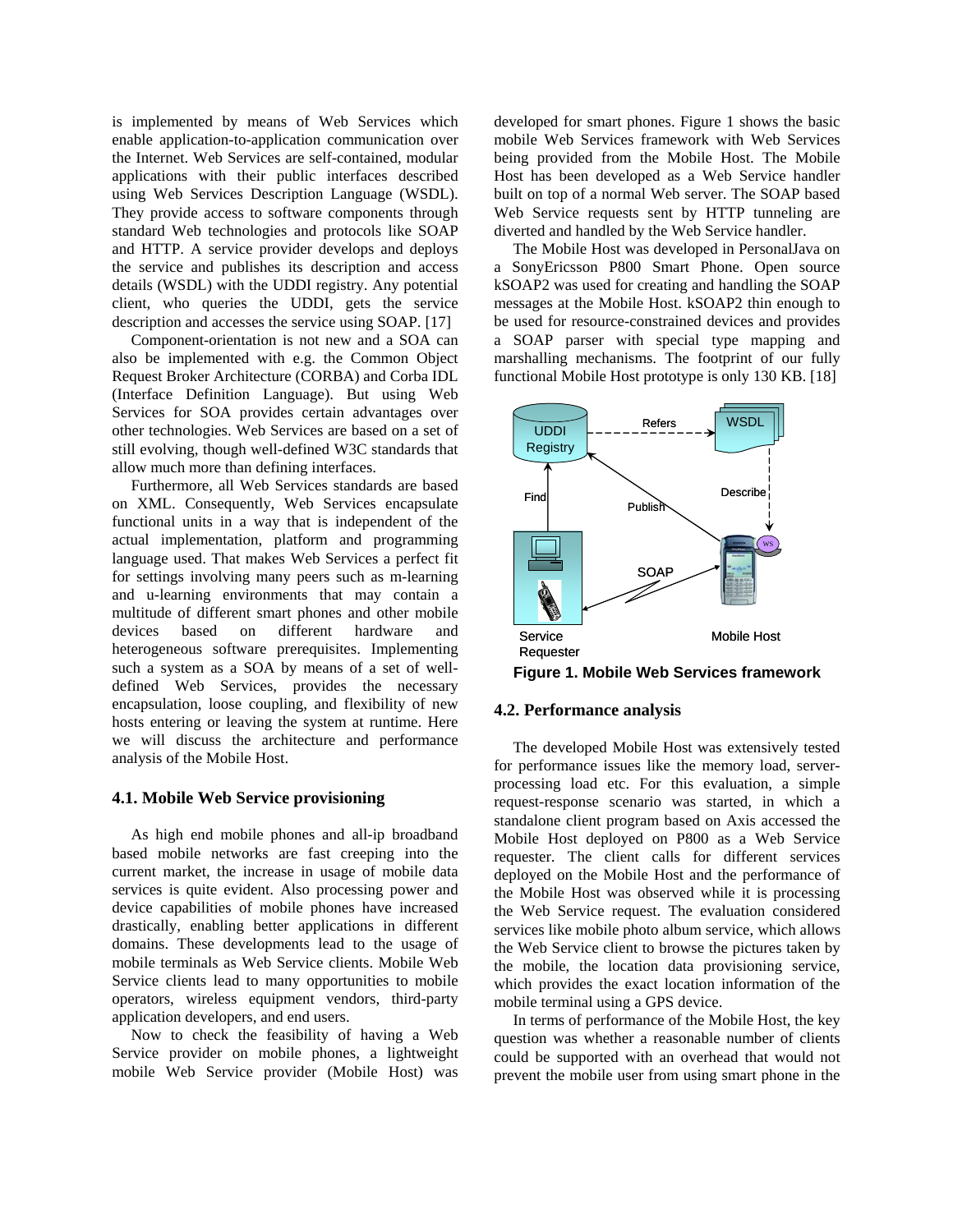is implemented by means of Web Services which enable application-to-application communication over the Internet. Web Services are self-contained, modular applications with their public interfaces described using Web Services Description Language (WSDL). They provide access to software components through standard Web technologies and protocols like SOAP and HTTP. A service provider develops and deploys the service and publishes its description and access details (WSDL) with the UDDI registry. Any potential client, who queries the UDDI, gets the service description and accesses the service using SOAP. [17]

Component-orientation is not new and a SOA can also be implemented with e.g. the Common Object Request Broker Architecture (CORBA) and Corba IDL (Interface Definition Language). But using Web Services for SOA provides certain advantages over other technologies. Web Services are based on a set of still evolving, though well-defined W3C standards that allow much more than defining interfaces.

Furthermore, all Web Services standards are based on XML. Consequently, Web Services encapsulate functional units in a way that is independent of the actual implementation, platform and programming language used. That makes Web Services a perfect fit for settings involving many peers such as m-learning and u-learning environments that may contain a multitude of different smart phones and other mobile devices based on different hardware and heterogeneous software prerequisites. Implementing such a system as a SOA by means of a set of well-defined Web Services, provides the necessary encapsulation, loose coupling, and flexibility of new hosts entering or leaving the system at runtime. Here we will discuss the architecture and performance analysis of the Mobile Host.

### 4.1. Mobile Web Service provisioning

As high end mobile phones and all-ip broadband based mobile networks are fast creeping into the current market, the increase in usage of mobile data services is quite evident. Also processing power and device capabilities of mobile phones have increased drastically, enabling better applications in different domains. These developments lead to the usage of mobile terminals as Web Service clients. Mobile Web Service clients lead to many opportunities to mobile operators, wireless equipment vendors, third-party application developers, and end users.

Now to check the feasibility of having a Web Service provider on mobile phones, a lightweight mobile Web Service provider (Mobile Host) was developed for smart phones. Figure 1 shows the basic mobile Web Services framework with Web Services being provided from the Mobile Host. The Mobile Host has been developed as a Web Service handler built on top of a normal Web server. The SOAP based Web Service requests sent by HTTP tunneling are diverted and handled by the Web Service handler.

The Mobile Host was developed in PersonalJava on a SonyEricsson P800 Smart Phone. Open source kSOAP2 was used for creating and handling the SOAP messages at the Mobile Host. kSOAP2 thin enough to be used for resource-constrained devices and provides a SOAP parser with special type mapping and marshalling mechanisms. The footprint of our fully functional Mobile Host prototype is only 130 KB. [18]

**Figure 1. Mobile Web Services framework**

### 4.2. Performance analysis

The developed Mobile Host was extensively tested for performance issues like the memory load, server-processing load etc. For this evaluation, a simple request-response scenario was started, in which a standalone client program based on Axis accessed the Mobile Host deployed on P800 as a Web Service requester. The client calls for different services deployed on the Mobile Host and the performance of the Mobile Host was observed while it is processing the Web Service request. The evaluation considered services like mobile photo album service, which allows the Web Service client to browse the pictures taken by the mobile, the location data provisioning service, which provides the exact location information of the mobile terminal using a GPS device.

In terms of performance of the Mobile Host, the key question was whether a reasonable number of clients could be supported with an overhead that would not prevent the mobile user from using smart phone in the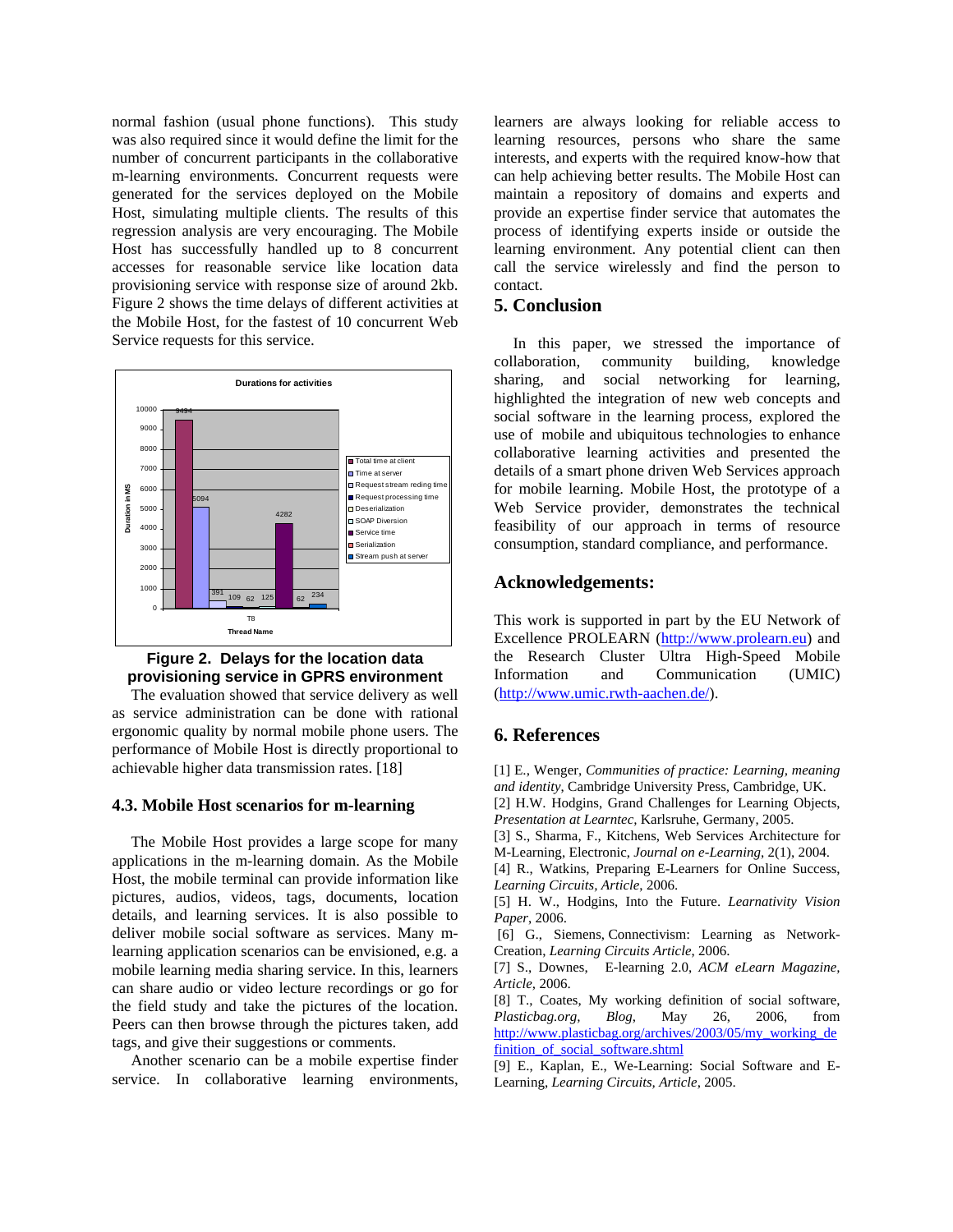normal fashion (usual phone functions). This study was also required since it would define the limit for the number of concurrent participants in the collaborative m-learning environments. Concurrent requests were generated for the services deployed on the Mobile Host, simulating multiple clients. The results of this regression analysis are very encouraging. The Mobile Host has successfully handled up to 8 concurrent accesses for reasonable service like location data provisioning service with response size of around 2kb. Figure 2 shows the time delays of different activities at the Mobile Host, for the fastest of 10 concurrent Web Service requests for this service.

**Figure 2. Delays for the location data provisioning service in GPRS environment**

The evaluation showed that service delivery as well as service administration can be done with rational ergonomic quality by normal mobile phone users. The performance of Mobile Host is directly proportional to achievable higher data transmission rates. [18]

### 4.3. Mobile Host scenarios for m-learning

The Mobile Host provides a large scope for many applications in the m-learning domain. As the Mobile Host, the mobile terminal can provide information like pictures, audios, videos, tags, documents, location details, and learning services. It is also possible to deliver mobile social software as services. Many m-learning application scenarios can be envisioned, e.g. a mobile learning media sharing service. In this, learners can share audio or video lecture recordings or go for the field study and take the pictures of the location. Peers can then browse through the pictures taken, add tags, and give their suggestions or comments.

Another scenario can be a mobile expertise finder service. In collaborative learning environments, learners are always looking for reliable access to learning resources, persons who share the same interests, and experts with the required know-how that can help achieving better results. The Mobile Host can maintain a repository of domains and experts and provide an expertise finder service that automates the process of identifying experts inside or outside the learning environment. Any potential client can then call the service wirelessly and find the person to contact.

## 5. Conclusion

In this paper, we stressed the importance of collaboration, community building, knowledge sharing, and social networking for learning, highlighted the integration of new web concepts and social software in the learning process, explored the use of mobile and ubiquitous technologies to enhance collaborative learning activities and presented the details of a smart phone driven Web Services approach for mobile learning. Mobile Host, the prototype of a Web Service provider, demonstrates the technical feasibility of our approach in terms of resource consumption, standard compliance, and performance.

## Acknowledgements:

This work is supported in part by the EU Network of Excellence PROLEARN (http://www.prolearn.eu) and the Research Cluster Ultra High-Speed Mobile Information and Communication (UMIC) (http://www.umic.rwth-aachen.de/).

## 6. References

[1] E., Wenger, *Communities of practice: Learning, meaning and identity*, Cambridge University Press, Cambridge, UK.

[2] H.W. Hodgins, Grand Challenges for Learning Objects, *Presentation at Learntec*, Karlsruhe, Germany, 2005.

[3] S., Sharma, F., Kitchens, Web Services Architecture for M-Learning, Electronic, *Journal on e-Learning*, 2(1), 2004.

[4] R., Watkins, Preparing E-Learners for Online Success, *Learning Circuits, Article*, 2006.

[5] H. W., Hodgins, Into the Future. *Learnativity Vision Paper*, 2006.

[6] G., Siemens, Connectivism: Learning as Network-Creation, *Learning Circuits Article*, 2006.

[7] S., Downes, E-learning 2.0, *ACM eLearn Magazine, Article*, 2006.

[8] T., Coates, My working definition of social software, *Plasticbag.org, Blog*, May 26, 2006, from http://www.plasticbag.org/archives/2003/05/my_working_definition_of_social_software.shtml

[9] E., Kaplan, E., We-Learning: Social Software and E-Learning, *Learning Circuits, Article*, 2005.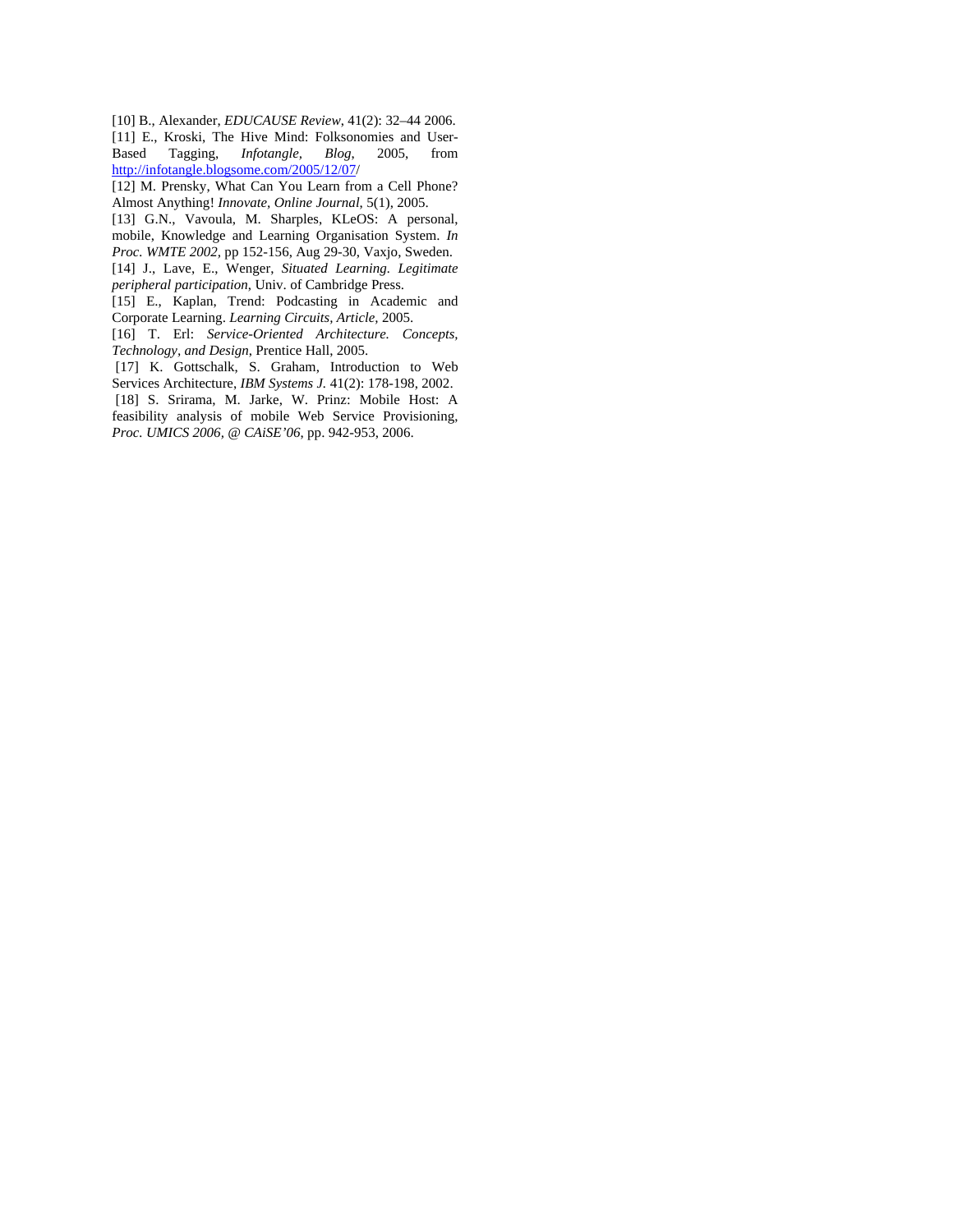[10] B., Alexander, *EDUCAUSE Review*, 41(2): 32–44 2006.

[11] E., Kroski, The Hive Mind: Folksonomies and User-Based Tagging, *Infotangle, Blog*, 2005, from http://infotangle.blogsome.com/2005/12/07/

[12] M. Prensky, What Can You Learn from a Cell Phone? Almost Anything! *Innovate, Online Journal*, 5(1), 2005.

[13] G.N., Vavoula, M. Sharples, KLeOS: A personal, mobile, Knowledge and Learning Organisation System. *In Proc. WMTE 2002*, pp 152-156, Aug 29-30, Vaxjo, Sweden.

[14] J., Lave, E., Wenger, *Situated Learning. Legitimate peripheral participation*, Univ. of Cambridge Press.

[15] E., Kaplan, Trend: Podcasting in Academic and Corporate Learning. *Learning Circuits, Article*, 2005.

[16] T. Erl: *Service-Oriented Architecture. Concepts, Technology, and Design*, Prentice Hall, 2005.

[17] K. Gottschalk, S. Graham, Introduction to Web Services Architecture, *IBM Systems J.* 41(2): 178-198, 2002.

[18] S. Srirama, M. Jarke, W. Prinz: Mobile Host: A feasibility analysis of mobile Web Service Provisioning, *Proc. UMICS 2006, @ CAiSE'06*, pp. 942-953, 2006.